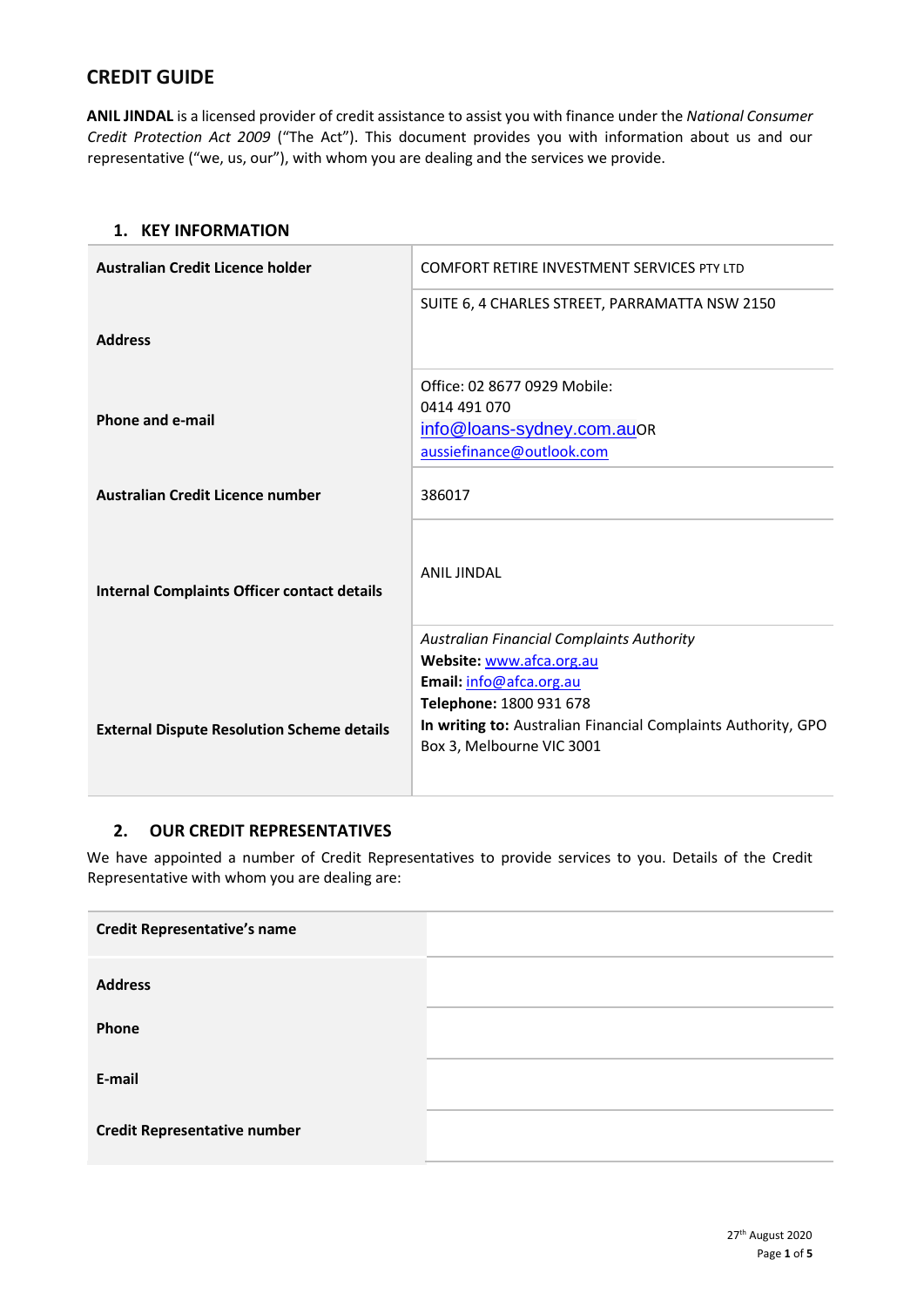## CREDIT GUIDE

**ANIL JINDAL** is a licensed provider of credit assistance to assist you with finance under the *National Consumer Credit Protection Act 2009* ("The Act"). This document provides you with information about us and our representative ("we, us, our"), with whom you are dealing and the services we provide.

### 1. KEY INFORMATION

| | |
|---|---|
| **Australian Credit Licence holder** | COMFORT RETIRE INVESTMENT SERVICES PTY LTD |
| **Address** | SUITE 6, 4 CHARLES STREET, PARRAMATTA NSW 2150 |
| **Phone and e-mail** | Office: 02 8677 0929 Mobile: 0414 491 070 info@loans-sydney.com.au OR aussiefinance@outlook.com |
| **Australian Credit Licence number** | 386017 |
| **Internal Complaints Officer contact details** | ANIL JINDAL |
| **External Dispute Resolution Scheme details** | *Australian Financial Complaints Authority* **Website:** www.afca.org.au **Email:** info@afca.org.au **Telephone:** 1800 931 678 **In writing to:** Australian Financial Complaints Authority, GPO Box 3, Melbourne VIC 3001 |

### 2. OUR CREDIT REPRESENTATIVES

We have appointed a number of Credit Representatives to provide services to you. Details of the Credit Representative with whom you are dealing are:

| | |
|---|---|
| **Credit Representative's name** | |
| **Address** | |
| **Phone** | |
| **E-mail** | |
| **Credit Representative number** | |

27th August 2020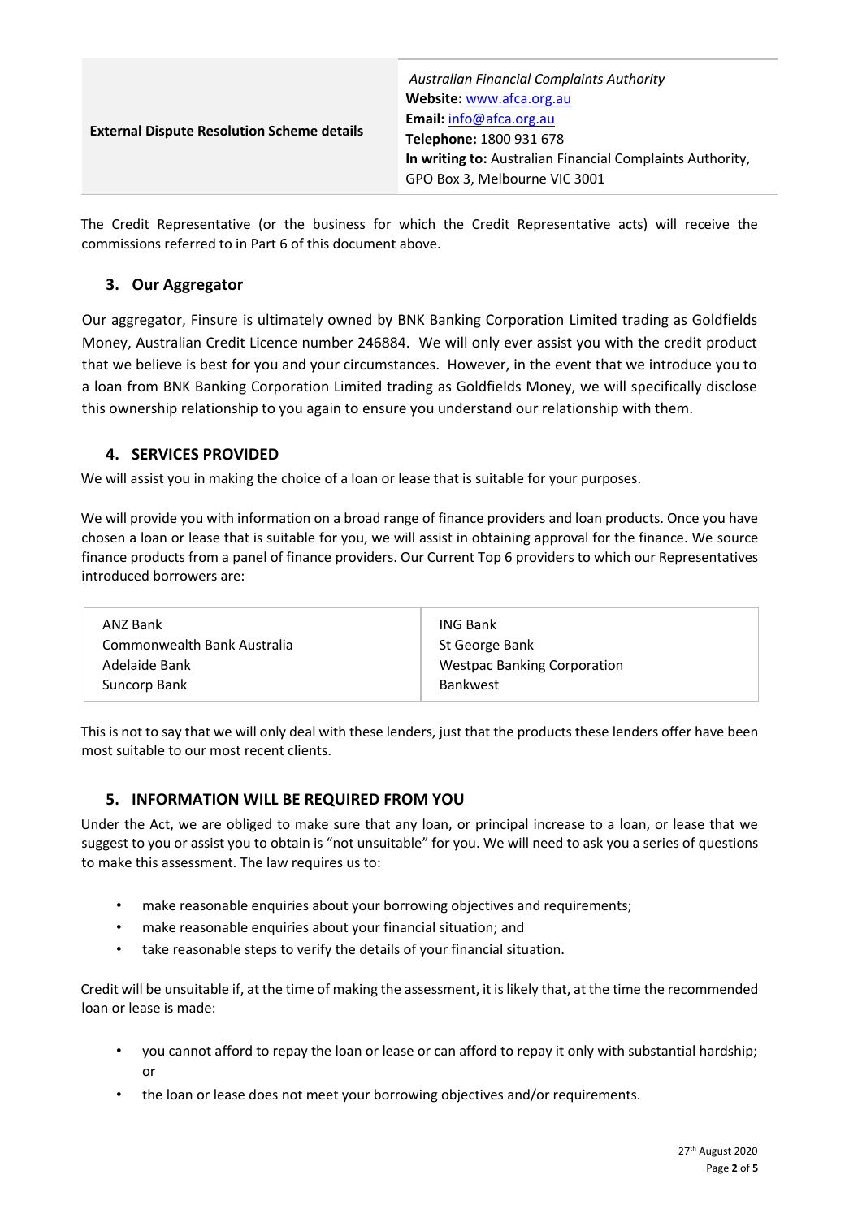| External Dispute Resolution Scheme details | *Australian Financial Complaints Authority*<br>**Website:** [www.afca.org.au](http://www.afca.org.au)<br>**Email:** [info@afca.org.au](mailto:info@afca.org.au)<br>**Telephone:** 1800 931 678<br>**In writing to:** Australian Financial Complaints Authority, GPO Box 3, Melbourne VIC 3001 |
|---|---|

The Credit Representative (or the business for which the Credit Representative acts) will receive the commissions referred to in Part 6 of this document above.

## 3. Our Aggregator

Our aggregator, Finsure is ultimately owned by BNK Banking Corporation Limited trading as Goldfields Money, Australian Credit Licence number 246884. We will only ever assist you with the credit product that we believe is best for you and your circumstances. However, in the event that we introduce you to a loan from BNK Banking Corporation Limited trading as Goldfields Money, we will specifically disclose this ownership relationship to you again to ensure you understand our relationship with them.

## 4. SERVICES PROVIDED

We will assist you in making the choice of a loan or lease that is suitable for your purposes.

We will provide you with information on a broad range of finance providers and loan products. Once you have chosen a loan or lease that is suitable for you, we will assist in obtaining approval for the finance. We source finance products from a panel of finance providers. Our Current Top 6 providers to which our Representatives introduced borrowers are:

| | |
|---|---|
| ANZ Bank | ING Bank |
| Commonwealth Bank Australia | St George Bank |
| Adelaide Bank | Westpac Banking Corporation |
| Suncorp Bank | Bankwest |

This is not to say that we will only deal with these lenders, just that the products these lenders offer have been most suitable to our most recent clients.

## 5. INFORMATION WILL BE REQUIRED FROM YOU

Under the Act, we are obliged to make sure that any loan, or principal increase to a loan, or lease that we suggest to you or assist you to obtain is "not unsuitable" for you. We will need to ask you a series of questions to make this assessment. The law requires us to:

- make reasonable enquiries about your borrowing objectives and requirements;
- make reasonable enquiries about your financial situation; and
- take reasonable steps to verify the details of your financial situation.

Credit will be unsuitable if, at the time of making the assessment, it is likely that, at the time the recommended loan or lease is made:

- you cannot afford to repay the loan or lease or can afford to repay it only with substantial hardship; or
- the loan or lease does not meet your borrowing objectives and/or requirements.

27th August 2020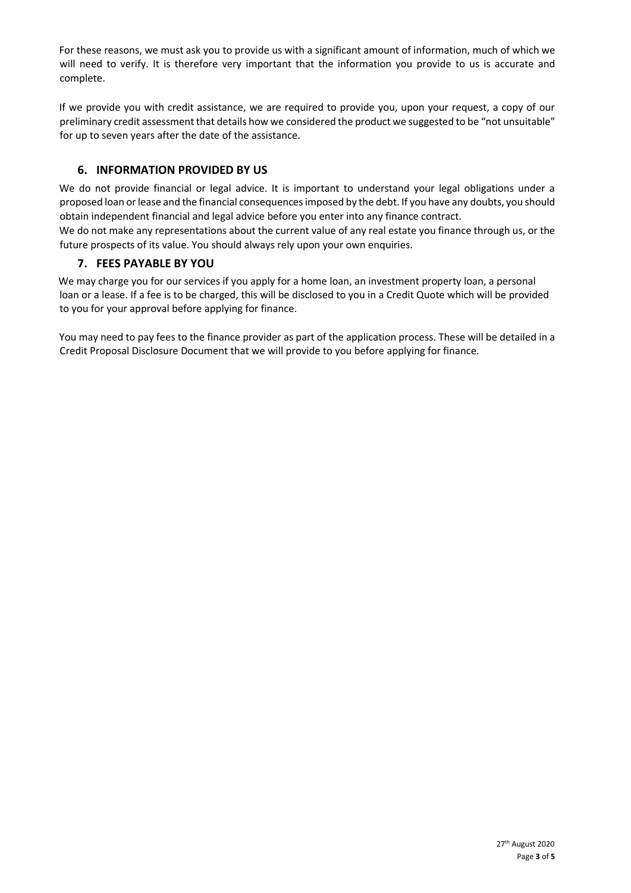For these reasons, we must ask you to provide us with a significant amount of information, much of which we will need to verify. It is therefore very important that the information you provide to us is accurate and complete.

If we provide you with credit assistance, we are required to provide you, upon your request, a copy of our preliminary credit assessment that details how we considered the product we suggested to be "not unsuitable" for up to seven years after the date of the assistance.

## 6. INFORMATION PROVIDED BY US

We do not provide financial or legal advice. It is important to understand your legal obligations under a proposed loan or lease and the financial consequences imposed by the debt. If you have any doubts, you should obtain independent financial and legal advice before you enter into any finance contract.

We do not make any representations about the current value of any real estate you finance through us, or the future prospects of its value. You should always rely upon your own enquiries.

## 7. FEES PAYABLE BY YOU

We may charge you for our services if you apply for a home loan, an investment property loan, a personal loan or a lease. If a fee is to be charged, this will be disclosed to you in a Credit Quote which will be provided to you for your approval before applying for finance.

You may need to pay fees to the finance provider as part of the application process. These will be detailed in a Credit Proposal Disclosure Document that we will provide to you before applying for finance.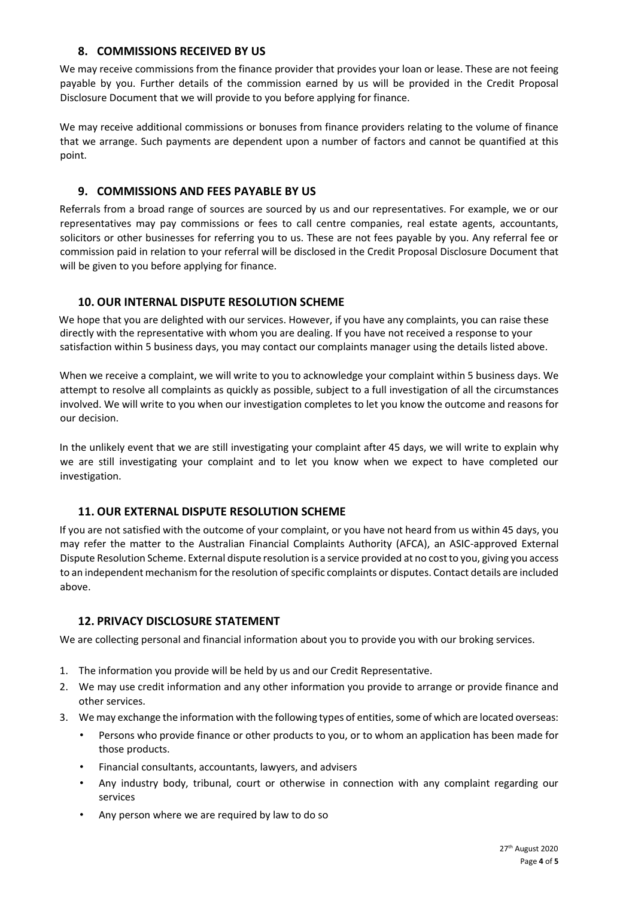## 8. COMMISSIONS RECEIVED BY US

We may receive commissions from the finance provider that provides your loan or lease. These are not feeing payable by you. Further details of the commission earned by us will be provided in the Credit Proposal Disclosure Document that we will provide to you before applying for finance.

We may receive additional commissions or bonuses from finance providers relating to the volume of finance that we arrange. Such payments are dependent upon a number of factors and cannot be quantified at this point.

## 9. COMMISSIONS AND FEES PAYABLE BY US

Referrals from a broad range of sources are sourced by us and our representatives. For example, we or our representatives may pay commissions or fees to call centre companies, real estate agents, accountants, solicitors or other businesses for referring you to us. These are not fees payable by you. Any referral fee or commission paid in relation to your referral will be disclosed in the Credit Proposal Disclosure Document that will be given to you before applying for finance.

## 10. OUR INTERNAL DISPUTE RESOLUTION SCHEME

We hope that you are delighted with our services. However, if you have any complaints, you can raise these directly with the representative with whom you are dealing. If you have not received a response to your satisfaction within 5 business days, you may contact our complaints manager using the details listed above.

When we receive a complaint, we will write to you to acknowledge your complaint within 5 business days. We attempt to resolve all complaints as quickly as possible, subject to a full investigation of all the circumstances involved. We will write to you when our investigation completes to let you know the outcome and reasons for our decision.

In the unlikely event that we are still investigating your complaint after 45 days, we will write to explain why we are still investigating your complaint and to let you know when we expect to have completed our investigation.

## 11. OUR EXTERNAL DISPUTE RESOLUTION SCHEME

If you are not satisfied with the outcome of your complaint, or you have not heard from us within 45 days, you may refer the matter to the Australian Financial Complaints Authority (AFCA), an ASIC-approved External Dispute Resolution Scheme. External dispute resolution is a service provided at no cost to you, giving you access to an independent mechanism for the resolution of specific complaints or disputes. Contact details are included above.

## 12. PRIVACY DISCLOSURE STATEMENT

We are collecting personal and financial information about you to provide you with our broking services.

1. The information you provide will be held by us and our Credit Representative.
2. We may use credit information and any other information you provide to arrange or provide finance and other services.
3. We may exchange the information with the following types of entities, some of which are located overseas:
   - Persons who provide finance or other products to you, or to whom an application has been made for those products.
   - Financial consultants, accountants, lawyers, and advisers
   - Any industry body, tribunal, court or otherwise in connection with any complaint regarding our services
   - Any person where we are required by law to do so

27th August 2020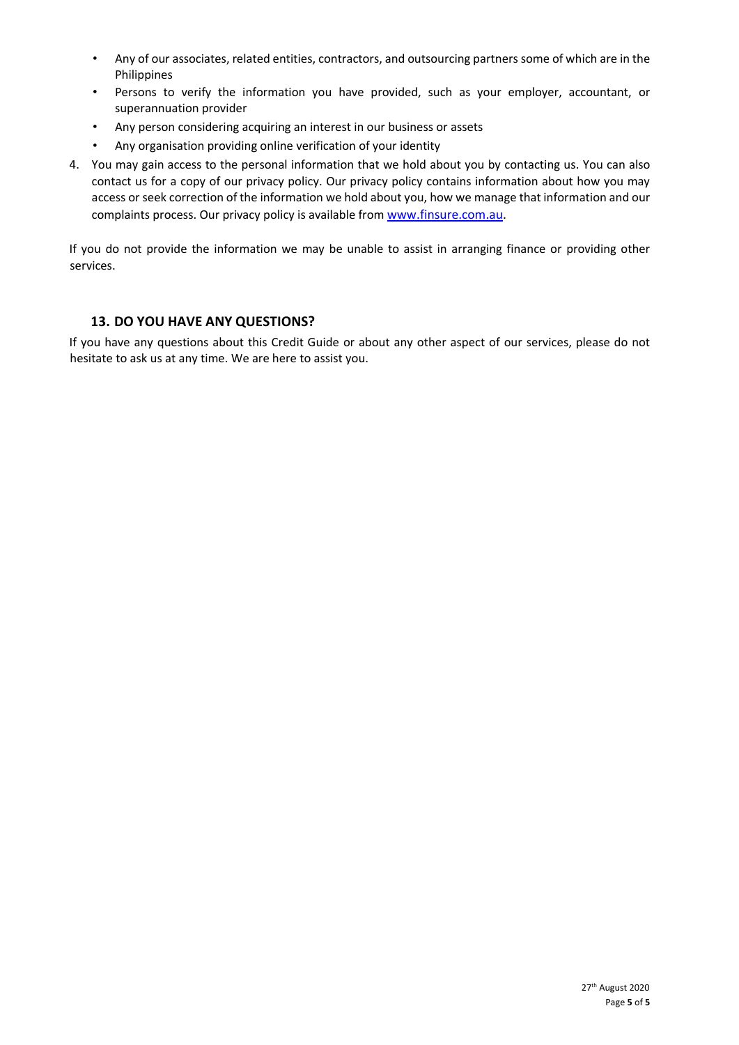- Any of our associates, related entities, contractors, and outsourcing partners some of which are in the Philippines
- Persons to verify the information you have provided, such as your employer, accountant, or superannuation provider
- Any person considering acquiring an interest in our business or assets
- Any organisation providing online verification of your identity

4. You may gain access to the personal information that we hold about you by contacting us. You can also contact us for a copy of our privacy policy. Our privacy policy contains information about how you may access or seek correction of the information we hold about you, how we manage that information and our complaints process. Our privacy policy is available from [www.finsure.com.au](http://www.finsure.com.au).

If you do not provide the information we may be unable to assist in arranging finance or providing other services.

## 13. DO YOU HAVE ANY QUESTIONS?

If you have any questions about this Credit Guide or about any other aspect of our services, please do not hesitate to ask us at any time. We are here to assist you.

27th August 2020